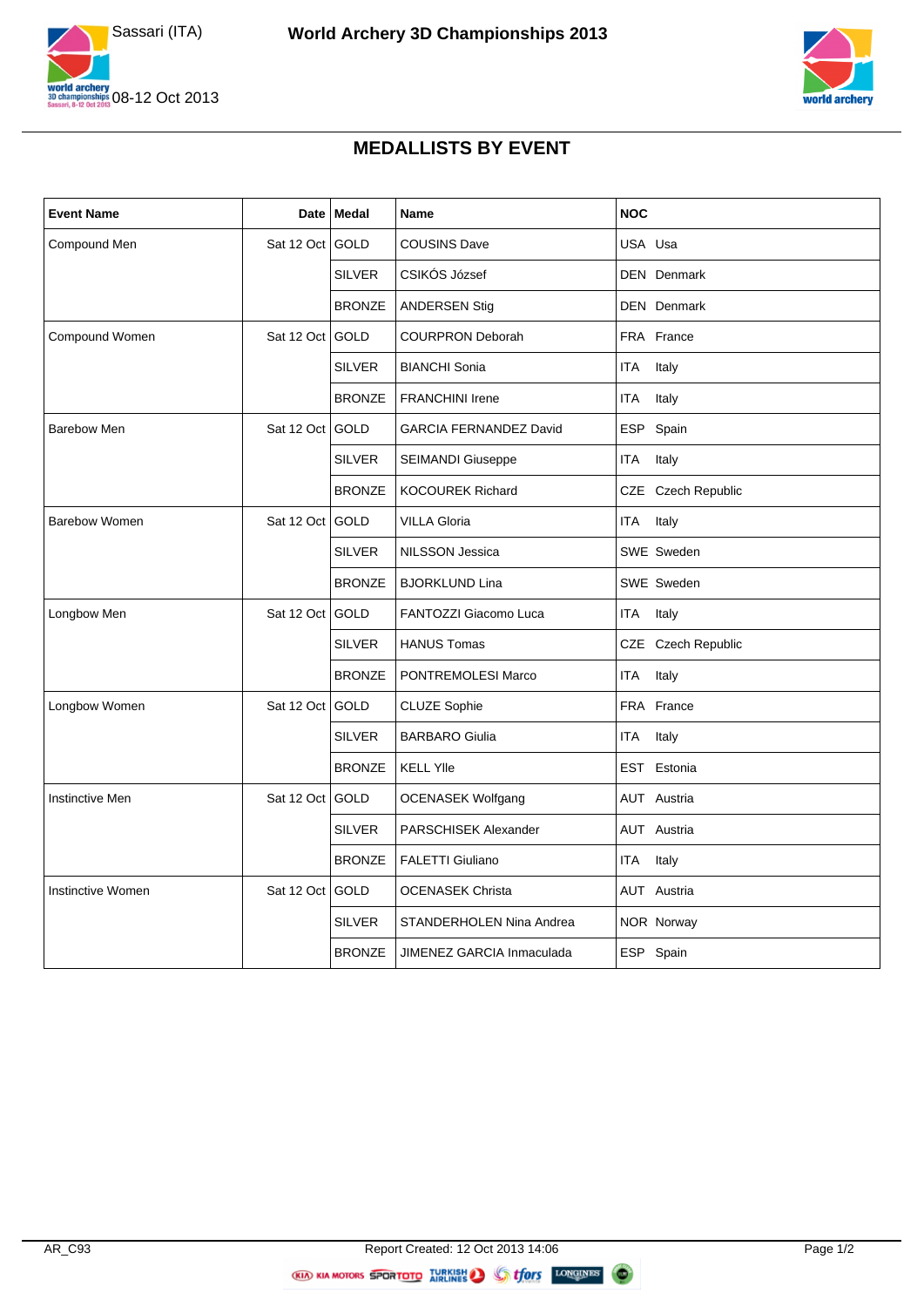# World Archery 3D Championships 2013

Sassari (ITA)

08-12 Oct 2013

## MEDALLISTS BY EVENT

| Event Name | Date | Medal | Name | NOC |
|---|---|---|---|---|
| Compound Men | Sat 12 Oct | GOLD | COUSINS Dave | USA Usa |
| | | SILVER | CSIKÓS József | DEN Denmark |
| | | BRONZE | ANDERSEN Stig | DEN Denmark |
| Compound Women | Sat 12 Oct | GOLD | COURPRON Deborah | FRA France |
| | | SILVER | BIANCHI Sonia | ITA Italy |
| | | BRONZE | FRANCHINI Irene | ITA Italy |
| Barebow Men | Sat 12 Oct | GOLD | GARCIA FERNANDEZ David | ESP Spain |
| | | SILVER | SEIMANDI Giuseppe | ITA Italy |
| | | BRONZE | KOCOUREK Richard | CZE Czech Republic |
| Barebow Women | Sat 12 Oct | GOLD | VILLA Gloria | ITA Italy |
| | | SILVER | NILSSON Jessica | SWE Sweden |
| | | BRONZE | BJORKLUND Lina | SWE Sweden |
| Longbow Men | Sat 12 Oct | GOLD | FANTOZZI Giacomo Luca | ITA Italy |
| | | SILVER | HANUS Tomas | CZE Czech Republic |
| | | BRONZE | PONTREMOLESI Marco | ITA Italy |
| Longbow Women | Sat 12 Oct | GOLD | CLUZE Sophie | FRA France |
| | | SILVER | BARBARO Giulia | ITA Italy |
| | | BRONZE | KELL Ylle | EST Estonia |
| Instinctive Men | Sat 12 Oct | GOLD | OCENASEK Wolfgang | AUT Austria |
| | | SILVER | PARSCHISEK Alexander | AUT Austria |
| | | BRONZE | FALETTI Giuliano | ITA Italy |
| Instinctive Women | Sat 12 Oct | GOLD | OCENASEK Christa | AUT Austria |
| | | SILVER | STANDERHOLEN Nina Andrea | NOR Norway |
| | | BRONZE | JIMENEZ GARCIA Inmaculada | ESP Spain |

AR_C93 Report Created: 12 Oct 2013 14:06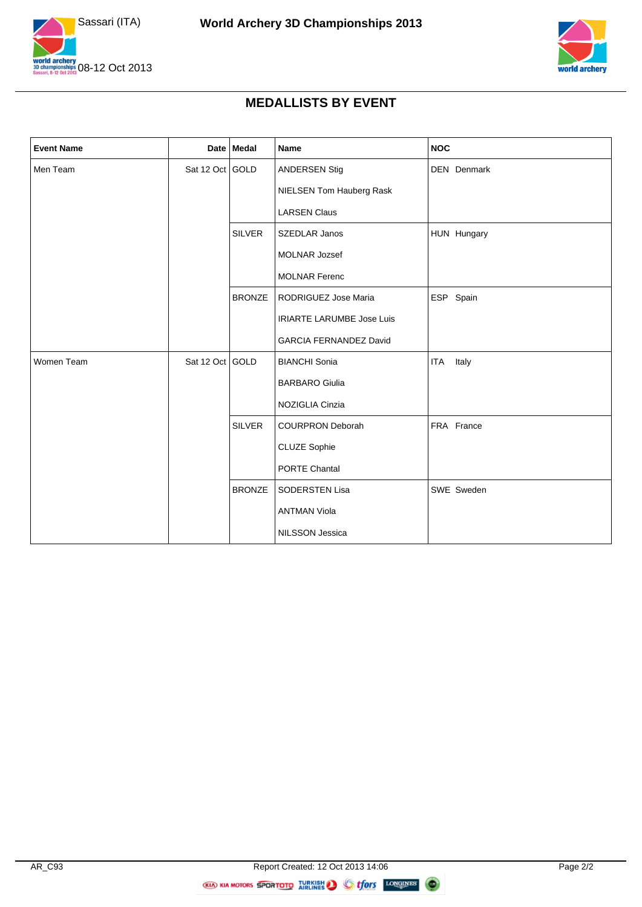## MEDALLISTS BY EVENT

| Event Name | Date | Medal | Name | NOC |
|---|---|---|---|---|
| Men Team | Sat 12 Oct | GOLD | ANDERSEN Stig | DEN Denmark |
| | | | NIELSEN Tom Hauberg Rask | |
| | | | LARSEN Claus | |
| | | SILVER | SZEDLAR Janos | HUN Hungary |
| | | | MOLNAR Jozsef | |
| | | | MOLNAR Ferenc | |
| | | BRONZE | RODRIGUEZ Jose Maria | ESP Spain |
| | | | IRIARTE LARUMBE Jose Luis | |
| | | | GARCIA FERNANDEZ David | |
| Women Team | Sat 12 Oct | GOLD | BIANCHI Sonia | ITA Italy |
| | | | BARBARO Giulia | |
| | | | NOZIGLIA Cinzia | |
| | | SILVER | COURPRON Deborah | FRA France |
| | | | CLUZE Sophie | |
| | | | PORTE Chantal | |
| | | BRONZE | SODERSTEN Lisa | SWE Sweden |
| | | | ANTMAN Viola | |
| | | | NILSSON Jessica | |

AR_C93 Report Created: 12 Oct 2013 14:06